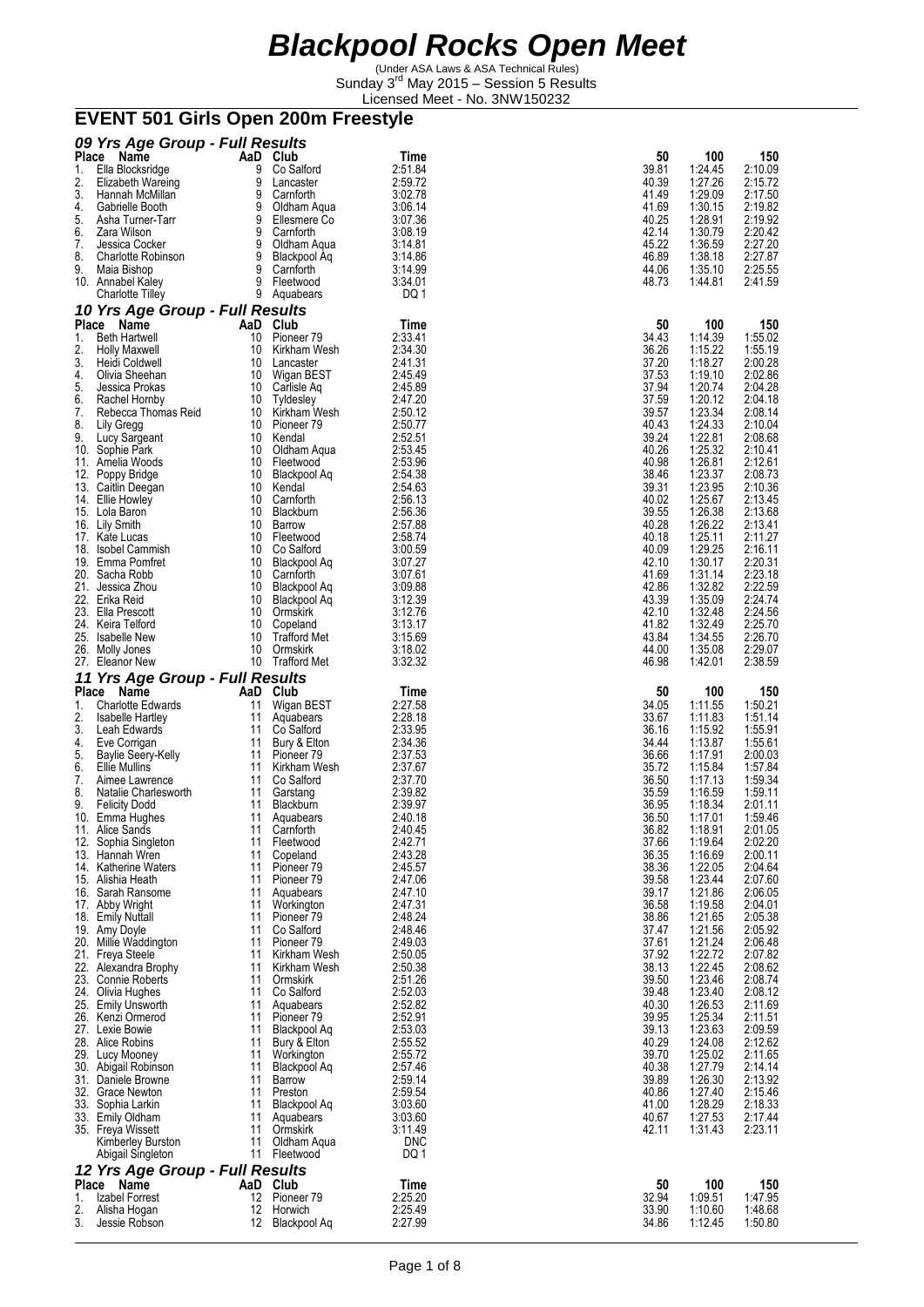# Blackpool Rocks Open Meet

(Under ASA Laws & ASA Technical Rules)
Sunday 3rd May 2015 – Session 5 Results
Licensed Meet - No. 3NW150232

## EVENT 501 Girls Open 200m Freestyle

### 09 Yrs Age Group - Full Results

| Place | Name | AaD | Club | Time | 50 | 100 | 150 |
|---|---|---|---|---|---|---|---|
| 1. | Ella Blocksridge | 9 | Co Salford | 2:51.84 | 39.81 | 1:24.45 | 2:10.09 |
| 2. | Elizabeth Wareing | 9 | Lancaster | 2:59.72 | 40.39 | 1:27.26 | 2:15.72 |
| 3. | Hannah McMillan | 9 | Carnforth | 3:02.78 | 41.49 | 1:29.09 | 2:17.50 |
| 4. | Gabrielle Booth | 9 | Oldham Aqua | 3:06.14 | 41.69 | 1:30.15 | 2:19.82 |
| 5. | Asha Turner-Tarr | 9 | Ellesmere Co | 3:07.36 | 40.25 | 1:28.91 | 2:19.92 |
| 6. | Zara Wilson | 9 | Carnforth | 3:08.19 | 42.14 | 1:30.79 | 2:20.42 |
| 7. | Jessica Cocker | 9 | Oldham Aqua | 3:14.81 | 45.22 | 1:36.59 | 2:27.20 |
| 8. | Charlotte Robinson | 9 | Blackpool Aq | 3:14.86 | 46.89 | 1:38.18 | 2:27.87 |
| 9. | Maia Bishop | 9 | Carnforth | 3:14.99 | 44.06 | 1:35.10 | 2:25.55 |
| 10. | Annabel Kaley | 9 | Fleetwood | 3:34.01 | 48.73 | 1:44.81 | 2:41.59 |
| | Charlotte Tilley | 9 | Aquabears | DQ 1 | | | |

### 10 Yrs Age Group - Full Results

| Place | Name | AaD | Club | Time | 50 | 100 | 150 |
|---|---|---|---|---|---|---|---|
| 1. | Beth Hartwell | 10 | Pioneer 79 | 2:33.41 | 34.43 | 1:14.39 | 1:55.02 |
| 2. | Holly Maxwell | 10 | Kirkham Wesh | 2:34.30 | 36.26 | 1:15.22 | 1:55.19 |
| 3. | Heidi Coldwell | 10 | Lancaster | 2:41.31 | 37.20 | 1:18.27 | 2:00.28 |
| 4. | Olivia Sheehan | 10 | Wigan BEST | 2:45.49 | 37.53 | 1:19.10 | 2:02.86 |
| 5. | Jessica Prokas | 10 | Carlisle Aq | 2:45.89 | 37.94 | 1:20.74 | 2:04.28 |
| 6. | Rachel Hornby | 10 | Tyldesley | 2:47.20 | 37.59 | 1:20.12 | 2:04.18 |
| 7. | Rebecca Thomas Reid | 10 | Kirkham Wesh | 2:50.12 | 39.57 | 1:23.34 | 2:08.14 |
| 8. | Lily Gregg | 10 | Pioneer 79 | 2:50.77 | 40.43 | 1:24.33 | 2:10.04 |
| 9. | Lucy Sargeant | 10 | Kendal | 2:52.51 | 39.24 | 1:22.81 | 2:08.68 |
| 10. | Sophie Park | 10 | Oldham Aqua | 2:53.45 | 40.26 | 1:25.32 | 2:10.41 |
| 11. | Amelia Woods | 10 | Fleetwood | 2:53.96 | 40.98 | 1:26.81 | 2:12.61 |
| 12. | Poppy Bridge | 10 | Blackpool Aq | 2:54.38 | 38.46 | 1:23.37 | 2:08.73 |
| 13. | Caitlin Deegan | 10 | Kendal | 2:54.63 | 39.31 | 1:23.95 | 2:10.36 |
| 14. | Ellie Howley | 10 | Carnforth | 2:56.13 | 40.02 | 1:25.67 | 2:13.45 |
| 15. | Lola Baron | 10 | Blackburn | 2:56.36 | 39.55 | 1:26.38 | 2:13.68 |
| 16. | Lily Smith | 10 | Barrow | 2:57.88 | 40.28 | 1:26.22 | 2:13.41 |
| 17. | Kate Lucas | 10 | Fleetwood | 2:58.74 | 40.18 | 1:25.11 | 2:11.27 |
| 18. | Isobel Cammish | 10 | Co Salford | 3:00.59 | 40.09 | 1:29.25 | 2:16.11 |
| 19. | Emma Pomfret | 10 | Blackpool Aq | 3:07.27 | 42.10 | 1:30.17 | 2:20.31 |
| 20. | Sacha Robb | 10 | Carnforth | 3:07.61 | 41.69 | 1:31.14 | 2:23.18 |
| 21. | Jessica Zhou | 10 | Blackpool Aq | 3:09.88 | 42.86 | 1:32.82 | 2:22.59 |
| 22. | Erika Reid | 10 | Blackpool Aq | 3:12.39 | 43.39 | 1:35.09 | 2:24.74 |
| 23. | Ella Prescott | 10 | Ormskirk | 3:12.76 | 42.10 | 1:32.48 | 2:24.56 |
| 24. | Keira Telford | 10 | Copeland | 3:13.17 | 41.82 | 1:32.49 | 2:25.70 |
| 25. | Isabelle New | 10 | Trafford Met | 3:15.69 | 43.84 | 1:34.55 | 2:26.70 |
| 26. | Molly Jones | 10 | Ormskirk | 3:18.02 | 44.00 | 1:35.08 | 2:29.07 |
| 27. | Eleanor New | 10 | Trafford Met | 3:32.32 | 46.98 | 1:42.01 | 2:38.59 |

### 11 Yrs Age Group - Full Results

| Place | Name | AaD | Club | Time | 50 | 100 | 150 |
|---|---|---|---|---|---|---|---|
| 1. | Charlotte Edwards | 11 | Wigan BEST | 2:27.58 | 34.05 | 1:11.55 | 1:50.21 |
| 2. | Isabelle Hartley | 11 | Aquabears | 2:28.18 | 33.67 | 1:11.83 | 1:51.14 |
| 3. | Leah Edwards | 11 | Co Salford | 2:33.95 | 36.16 | 1:15.92 | 1:55.91 |
| 4. | Eve Corrigan | 11 | Bury & Elton | 2:34.36 | 34.44 | 1:13.87 | 1:55.61 |
| 5. | Baylie Seery-Kelly | 11 | Pioneer 79 | 2:37.53 | 36.66 | 1:17.91 | 2:00.03 |
| 6. | Ellie Mullins | 11 | Kirkham Wesh | 2:37.67 | 35.72 | 1:15.84 | 1:57.84 |
| 7. | Aimee Lawrence | 11 | Co Salford | 2:37.70 | 36.50 | 1:17.13 | 1:59.34 |
| 8. | Natalie Charlesworth | 11 | Garstang | 2:39.82 | 35.59 | 1:16.59 | 1:59.11 |
| 9. | Felicity Dodd | 11 | Blackburn | 2:39.97 | 36.95 | 1:18.34 | 2:01.11 |
| 10. | Emma Hughes | 11 | Aquabears | 2:40.18 | 36.50 | 1:17.01 | 1:59.46 |
| 11. | Alice Sands | 11 | Carnforth | 2:40.45 | 36.82 | 1:18.91 | 2:01.05 |
| 12. | Sophia Singleton | 11 | Fleetwood | 2:42.71 | 37.66 | 1:19.64 | 2:02.20 |
| 13. | Hannah Wren | 11 | Copeland | 2:43.28 | 36.35 | 1:16.69 | 2:00.11 |
| 14. | Katherine Waters | 11 | Pioneer 79 | 2:45.57 | 38.36 | 1:22.05 | 2:04.64 |
| 15. | Alishia Heath | 11 | Pioneer 79 | 2:47.06 | 39.58 | 1:23.44 | 2:07.60 |
| 16. | Sarah Ransome | 11 | Aquabears | 2:47.10 | 39.17 | 1:21.86 | 2:06.05 |
| 17. | Abby Wright | 11 | Workington | 2:47.31 | 36.58 | 1:19.58 | 2:04.01 |
| 18. | Emily Nuttall | 11 | Pioneer 79 | 2:48.24 | 38.86 | 1:21.65 | 2:05.38 |
| 19. | Amy Doyle | 11 | Co Salford | 2:48.46 | 37.47 | 1:21.56 | 2:05.92 |
| 20. | Millie Waddington | 11 | Pioneer 79 | 2:49.03 | 37.61 | 1:21.24 | 2:06.48 |
| 21. | Freya Steele | 11 | Kirkham Wesh | 2:50.05 | 37.92 | 1:22.72 | 2:07.82 |
| 22. | Alexandra Brophy | 11 | Kirkham Wesh | 2:50.38 | 38.13 | 1:22.45 | 2:08.62 |
| 23. | Connie Roberts | 11 | Ormskirk | 2:51.26 | 39.50 | 1:23.46 | 2:08.74 |
| 24. | Olivia Hughes | 11 | Co Salford | 2:52.03 | 39.48 | 1:23.40 | 2:08.12 |
| 25. | Emily Unsworth | 11 | Aquabears | 2:52.82 | 40.30 | 1:26.53 | 2:11.69 |
| 26. | Kenzi Ormerod | 11 | Pioneer 79 | 2:52.91 | 39.95 | 1:25.34 | 2:11.51 |
| 27. | Lexie Bowie | 11 | Blackpool Aq | 2:53.03 | 39.13 | 1:23.63 | 2:09.59 |
| 28. | Alice Robins | 11 | Bury & Elton | 2:55.52 | 40.29 | 1:24.08 | 2:12.62 |
| 29. | Lucy Mooney | 11 | Workington | 2:55.72 | 39.70 | 1:25.02 | 2:11.65 |
| 30. | Abigail Robinson | 11 | Blackpool Aq | 2:57.46 | 40.38 | 1:27.79 | 2:14.14 |
| 31. | Daniele Browne | 11 | Barrow | 2:59.14 | 39.89 | 1:26.30 | 2:13.92 |
| 32. | Grace Newton | 11 | Preston | 2:59.54 | 40.86 | 1:27.40 | 2:15.46 |
| 33. | Sophia Larkin | 11 | Blackpool Aq | 3:03.60 | 41.00 | 1:28.29 | 2:18.33 |
| 33. | Emily Oldham | 11 | Aquabears | 3:03.60 | 40.67 | 1:27.53 | 2:17.44 |
| 35. | Freya Wissett | 11 | Ormskirk | 3:11.49 | 42.11 | 1:31.43 | 2:23.11 |
| | Kimberley Burston | 11 | Oldham Aqua | DNC | | | |
| | Abigail Singleton | 11 | Fleetwood | DQ 1 | | | |

### 12 Yrs Age Group - Full Results

| Place | Name | AaD | Club | Time | 50 | 100 | 150 |
|---|---|---|---|---|---|---|---|
| 1. | Izabel Forrest | 12 | Pioneer 79 | 2:25.20 | 32.94 | 1:09.51 | 1:47.95 |
| 2. | Alisha Hogan | 12 | Horwich | 2:25.49 | 33.90 | 1:10.60 | 1:48.68 |
| 3. | Jessie Robson | 12 | Blackpool Aq | 2:27.99 | 34.86 | 1:12.45 | 1:50.80 |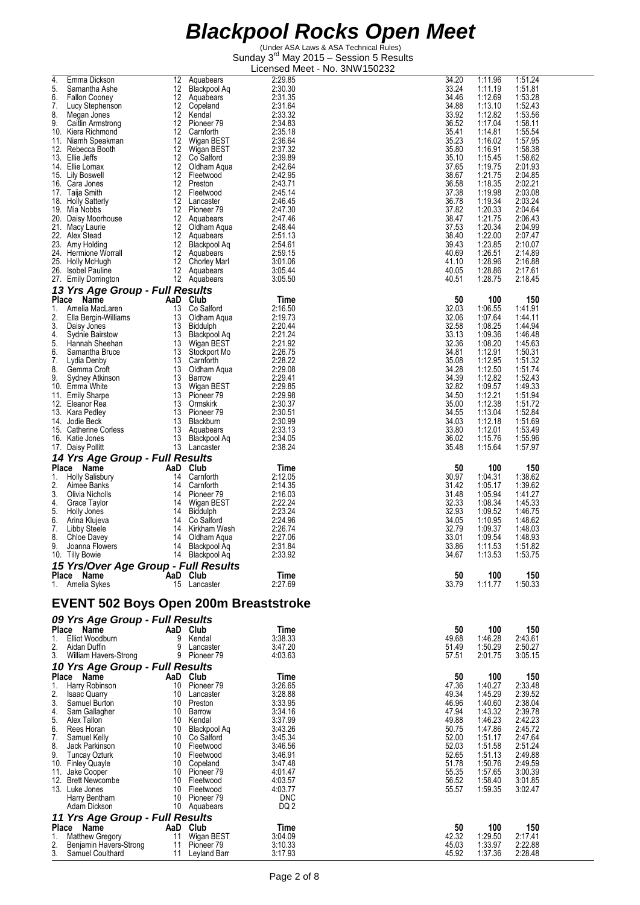# Blackpool Rocks Open Meet

(Under ASA Laws & ASA Technical Rules)
Sunday 3rd May 2015 – Session 5 Results
Licensed Meet - No. 3NW150232

| Place | Name | AaD | Club | Time | 50 | 100 | 150 |
|---|---|---|---|---|---|---|---|
| 4. | Emma Dickson | 12 | Aquabears | 2:29.85 | 34.20 | 1:11.96 | 1:51.24 |
| 5. | Samantha Ashe | 12 | Blackpool Aq | 2:30.30 | 33.24 | 1:11.19 | 1:51.81 |
| 6. | Fallon Cooney | 12 | Aquabears | 2:31.35 | 34.46 | 1:12.69 | 1:53.28 |
| 7. | Lucy Stephenson | 12 | Copeland | 2:31.64 | 34.88 | 1:13.10 | 1:52.43 |
| 8. | Megan Jones | 12 | Kendal | 2:33.32 | 33.92 | 1:12.82 | 1:53.56 |
| 9. | Caitlin Armstrong | 12 | Pioneer 79 | 2:34.83 | 36.52 | 1:17.04 | 1:58.11 |
| 10. | Kiera Richmond | 12 | Carnforth | 2:35.18 | 35.41 | 1:14.81 | 1:55.54 |
| 11. | Niamh Speakman | 12 | Wigan BEST | 2:36.64 | 35.23 | 1:16.02 | 1:57.95 |
| 12. | Rebecca Booth | 12 | Wigan BEST | 2:37.32 | 35.80 | 1:16.91 | 1:58.38 |
| 13. | Ellie Jeffs | 12 | Co Salford | 2:39.89 | 35.10 | 1:15.45 | 1:58.62 |
| 14. | Ellie Lomax | 12 | Oldham Aqua | 2:42.64 | 37.65 | 1:19.75 | 2:01.93 |
| 15. | Lily Boswell | 12 | Fleetwood | 2:42.95 | 38.67 | 1:21.75 | 2:04.85 |
| 16. | Cara Jones | 12 | Preston | 2:43.71 | 36.58 | 1:18.35 | 2:02.21 |
| 17. | Taija Smith | 12 | Fleetwood | 2:45.14 | 37.38 | 1:19.98 | 2:03.08 |
| 18. | Holly Satterly | 12 | Lancaster | 2:46.45 | 36.78 | 1:19.34 | 2:03.24 |
| 19. | Mia Nobbs | 12 | Pioneer 79 | 2:47.30 | 37.82 | 1:20.33 | 2:04.64 |
| 20. | Daisy Moorhouse | 12 | Aquabears | 2:47.46 | 38.47 | 1:21.75 | 2:06.43 |
| 21. | Macy Laurie | 12 | Oldham Aqua | 2:48.44 | 37.53 | 1:20.34 | 2:04.99 |
| 22. | Alex Stead | 12 | Aquabears | 2:51.13 | 38.40 | 1:22.00 | 2:07.47 |
| 23. | Amy Holding | 12 | Blackpool Aq | 2:54.61 | 39.43 | 1:23.85 | 2:10.07 |
| 24. | Hermione Worrall | 12 | Aquabears | 2:59.15 | 40.69 | 1:26.51 | 2:14.89 |
| 25. | Holly McHugh | 12 | Chorley Marl | 3:01.06 | 41.10 | 1:28.96 | 2:16.88 |
| 26. | Isobel Pauline | 12 | Aquabears | 3:05.44 | 40.05 | 1:28.86 | 2:17.61 |
| 27. | Emily Dorrington | 12 | Aquabears | 3:05.50 | 40.51 | 1:28.75 | 2:18.45 |

### 13 Yrs Age Group - Full Results

| Place | Name | AaD | Club | Time | 50 | 100 | 150 |
|---|---|---|---|---|---|---|---|
| 1. | Amelia MacLaren | 13 | Co Salford | 2:16.50 | 32.03 | 1:06.55 | 1:41.91 |
| 2. | Ella Bergin-Williams | 13 | Oldham Aqua | 2:19.73 | 32.06 | 1:07.64 | 1:44.11 |
| 3. | Daisy Jones | 13 | Biddulph | 2:20.44 | 32.58 | 1:08.25 | 1:44.94 |
| 4. | Sydnie Bairstow | 13 | Blackpool Aq | 2:21.24 | 33.13 | 1:09.36 | 1:46.48 |
| 5. | Hannah Sheehan | 13 | Wigan BEST | 2:21.92 | 32.36 | 1:08.20 | 1:45.63 |
| 6. | Samantha Bruce | 13 | Stockport Mo | 2:26.75 | 34.81 | 1:12.91 | 1:50.31 |
| 7. | Lydia Denby | 13 | Carnforth | 2:28.22 | 35.08 | 1:12.95 | 1:51.32 |
| 8. | Gemma Croft | 13 | Oldham Aqua | 2:29.08 | 34.28 | 1:12.50 | 1:51.74 |
| 9. | Sydney Atkinson | 13 | Barrow | 2:29.41 | 34.39 | 1:12.82 | 1:52.43 |
| 10. | Emma White | 13 | Wigan BEST | 2:29.85 | 32.82 | 1:09.57 | 1:49.33 |
| 11. | Emily Sharpe | 13 | Pioneer 79 | 2:29.98 | 34.50 | 1:12.21 | 1:51.94 |
| 12. | Eleanor Rea | 13 | Ormskirk | 2:30.37 | 35.00 | 1:12.38 | 1:51.72 |
| 13. | Kara Pedley | 13 | Pioneer 79 | 2:30.51 | 34.55 | 1:13.04 | 1:52.84 |
| 14. | Jodie Beck | 13 | Blackburn | 2:30.99 | 34.03 | 1:12.18 | 1:51.69 |
| 15. | Catherine Corless | 13 | Aquabears | 2:33.13 | 33.80 | 1:12.01 | 1:53.49 |
| 16. | Katie Jones | 13 | Blackpool Aq | 2:34.05 | 36.02 | 1:15.76 | 1:55.96 |
| 17. | Daisy Pollitt | 13 | Lancaster | 2:38.24 | 35.48 | 1:15.64 | 1:57.97 |

### 14 Yrs Age Group - Full Results

| Place | Name | AaD | Club | Time | 50 | 100 | 150 |
|---|---|---|---|---|---|---|---|
| 1. | Holly Salisbury | 14 | Carnforth | 2:12.05 | 30.97 | 1:04.31 | 1:38.62 |
| 2. | Aimee Banks | 14 | Carnforth | 2:14.35 | 31.42 | 1:05.17 | 1:39.62 |
| 3. | Olivia Nicholls | 14 | Pioneer 79 | 2:16.03 | 31.48 | 1:05.94 | 1:41.27 |
| 4. | Grace Taylor | 14 | Wigan BEST | 2:22.24 | 32.33 | 1:08.34 | 1:45.33 |
| 5. | Holly Jones | 14 | Biddulph | 2:23.24 | 32.93 | 1:09.52 | 1:46.75 |
| 6. | Arina Klujeva | 14 | Co Salford | 2:24.96 | 34.05 | 1:10.95 | 1:48.62 |
| 7. | Libby Steele | 14 | Kirkham Wesh | 2:26.74 | 32.79 | 1:09.37 | 1:48.03 |
| 8. | Chloe Davey | 14 | Oldham Aqua | 2:27.06 | 33.01 | 1:09.54 | 1:48.93 |
| 9. | Joanna Flowers | 14 | Blackpool Aq | 2:31.84 | 33.86 | 1:11.53 | 1:51.82 |
| 10. | Tilly Bowie | 14 | Blackpool Aq | 2:33.92 | 34.67 | 1:13.53 | 1:53.75 |

### 15 Yrs/Over Age Group - Full Results

| Place | Name | AaD | Club | Time | 50 | 100 | 150 |
|---|---|---|---|---|---|---|---|
| 1. | Amelia Sykes | 15 | Lancaster | 2:27.69 | 33.79 | 1:11.77 | 1:50.33 |

## EVENT 502 Boys Open 200m Breaststroke

### 09 Yrs Age Group - Full Results

| Place | Name | AaD | Club | Time | 50 | 100 | 150 |
|---|---|---|---|---|---|---|---|
| 1. | Elliot Woodburn | 9 | Kendal | 3:38.33 | 49.68 | 1:46.28 | 2:43.61 |
| 2. | Aidan Duffin | 9 | Lancaster | 3:47.20 | 51.49 | 1:50.29 | 2:50.27 |
| 3. | William Havers-Strong | 9 | Pioneer 79 | 4:03.63 | 57.51 | 2:01.75 | 3:05.15 |

### 10 Yrs Age Group - Full Results

| Place | Name | AaD | Club | Time | 50 | 100 | 150 |
|---|---|---|---|---|---|---|---|
| 1. | Harry Robinson | 10 | Pioneer 79 | 3:26.65 | 47.36 | 1:40.27 | 2:33.48 |
| 2. | Isaac Quarry | 10 | Lancaster | 3:28.88 | 49.34 | 1:45.29 | 2:39.52 |
| 3. | Samuel Burton | 10 | Preston | 3:33.95 | 46.96 | 1:40.60 | 2:38.04 |
| 4. | Sam Gallagher | 10 | Barrow | 3:34.16 | 47.94 | 1:43.32 | 2:39.78 |
| 5. | Alex Tallon | 10 | Kendal | 3:37.99 | 49.88 | 1:46.23 | 2:42.23 |
| 6. | Rees Horan | 10 | Blackpool Aq | 3:43.26 | 50.75 | 1:47.86 | 2:45.72 |
| 7. | Samuel Kelly | 10 | Co Salford | 3:45.34 | 52.00 | 1:51.17 | 2:47.64 |
| 8. | Jack Parkinson | 10 | Fleetwood | 3:46.56 | 52.03 | 1:51.58 | 2:51.24 |
| 9. | Tuncay Ozturk | 10 | Fleetwood | 3:46.91 | 52.65 | 1:51.13 | 2:49.88 |
| 10. | Finley Quayle | 10 | Copeland | 3:47.48 | 51.78 | 1:50.76 | 2:49.59 |
| 11. | Jake Cooper | 10 | Pioneer 79 | 4:01.47 | 55.35 | 1:57.65 | 3:00.39 |
| 12. | Brett Newcombe | 10 | Fleetwood | 4:03.57 | 56.52 | 1:58.40 | 3:01.85 |
| 13. | Luke Jones | 10 | Fleetwood | 4:03.77 | 55.57 | 1:59.35 | 3:02.47 |
| | Harry Bentham | 10 | Pioneer 79 | DNC | | | |
| | Adam Dickson | 10 | Aquabears | DQ 2 | | | |

### 11 Yrs Age Group - Full Results

| Place | Name | AaD | Club | Time | 50 | 100 | 150 |
|---|---|---|---|---|---|---|---|
| 1. | Matthew Gregory | 11 | Wigan BEST | 3:04.09 | 42.32 | 1:29.50 | 2:17.41 |
| 2. | Benjamin Havers-Strong | 11 | Pioneer 79 | 3:10.33 | 45.03 | 1:33.97 | 2:22.88 |
| 3. | Samuel Coulthard | 11 | Leyland Barr | 3:17.93 | 45.92 | 1:37.36 | 2:28.48 |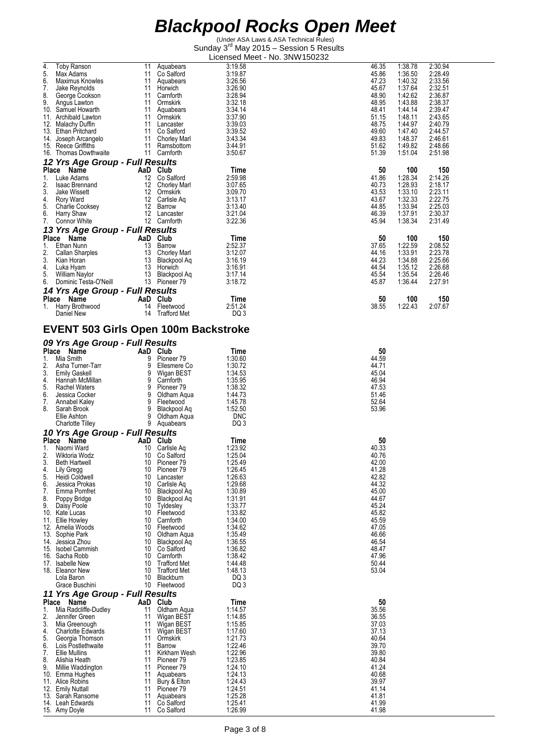// Blackpool Rocks Open Meet

(Under ASA Laws & ASA Technical Rules)
Sunday 3rd May 2015 – Session 5 Results
Licensed Meet - No. 3NW150232

| Place | Name | AaD | Club | Time | 50 | 100 | 150 |
|---|---|---|---|---|---|---|---|
| 4. | Toby Ranson | 11 | Aquabears | 3:19.58 | 46.35 | 1:38.78 | 2:30.94 |
| 5. | Max Adams | 11 | Co Salford | 3:19.87 | 45.86 | 1:36.50 | 2:28.49 |
| 6. | Maximus Knowles | 11 | Aquabears | 3:26.56 | 47.23 | 1:40.32 | 2:33.56 |
| 7. | Jake Reynolds | 11 | Horwich | 3:26.90 | 45.67 | 1:37.64 | 2:32.51 |
| 8. | George Cookson | 11 | Carnforth | 3:28.94 | 48.90 | 1:42.62 | 2:36.87 |
| 9. | Angus Lawton | 11 | Ormskirk | 3:32.18 | 48.95 | 1:43.88 | 2:38.37 |
| 10. | Samuel Howarth | 11 | Aquabears | 3:34.14 | 48.41 | 1:44.14 | 2:39.47 |
| 11. | Archibald Lawton | 11 | Ormskirk | 3:37.90 | 51.15 | 1:48.11 | 2:43.65 |
| 12. | Malachy Duffin | 11 | Lancaster | 3:39.03 | 48.75 | 1:44.97 | 2:40.79 |
| 13. | Ethan Pritchard | 11 | Co Salford | 3:39.52 | 49.60 | 1:47.40 | 2:44.57 |
| 14. | Joseph Arcangelo | 11 | Chorley Marl | 3:43.34 | 49.83 | 1:48.37 | 2:46.61 |
| 15. | Reece Griffiths | 11 | Ramsbottom | 3:44.91 | 51.62 | 1:49.82 | 2:48.66 |
| 16. | Thomas Dowthwaite | 11 | Carnforth | 3:50.67 | 51.39 | 1:51.04 | 2:51.98 |

### 12 Yrs Age Group - Full Results

| Place | Name | AaD | Club | Time | 50 | 100 | 150 |
|---|---|---|---|---|---|---|---|
| 1. | Luke Adams | 12 | Co Salford | 2:59.98 | 41.86 | 1:28.34 | 2:14.26 |
| 2. | Isaac Brennand | 12 | Chorley Marl | 3:07.65 | 40.73 | 1:28.93 | 2:18.17 |
| 3. | Jake Wissett | 12 | Ormskirk | 3:09.70 | 43.53 | 1:33.10 | 2:23.11 |
| 4. | Rory Ward | 12 | Carlisle Aq | 3:13.17 | 43.67 | 1:32.33 | 2:22.75 |
| 5. | Charlie Cooksey | 12 | Barrow | 3:13.40 | 44.85 | 1:33.94 | 2:25.03 |
| 6. | Harry Shaw | 12 | Lancaster | 3:21.04 | 46.39 | 1:37.91 | 2:30.37 |
| 7. | Connor White | 12 | Carnforth | 3:22.36 | 45.94 | 1:38.34 | 2:31.49 |

### 13 Yrs Age Group - Full Results

| Place | Name | AaD | Club | Time | 50 | 100 | 150 |
|---|---|---|---|---|---|---|---|
| 1. | Ethan Nunn | 13 | Barrow | 2:52.37 | 37.65 | 1:22.59 | 2:08.52 |
| 2. | Callan Sharples | 13 | Chorley Marl | 3:12.07 | 44.16 | 1:33.91 | 2:23.78 |
| 3. | Kian Horan | 13 | Blackpool Aq | 3:16.19 | 44.23 | 1:34.88 | 2:25.66 |
| 4. | Luka Hyam | 13 | Horwich | 3:16.91 | 44.54 | 1:35.12 | 2:26.68 |
| 5. | William Naylor | 13 | Blackpool Aq | 3:17.14 | 45.54 | 1:35.54 | 2:26.46 |
| 6. | Dominic Testa-O'Neill | 13 | Pioneer 79 | 3:18.72 | 45.87 | 1:36.44 | 2:27.91 |

### 14 Yrs Age Group - Full Results

| Place | Name | AaD | Club | Time | 50 | 100 | 150 |
|---|---|---|---|---|---|---|---|
| 1. | Harry Brothwood | 14 | Fleetwood | 2:51.24 | 38.55 | 1:22.43 | 2:07.67 |
| | Daniel New | 14 | Trafford Met | DQ 3 | | | |

## EVENT 503 Girls Open 100m Backstroke

### 09 Yrs Age Group - Full Results

| Place | Name | AaD | Club | Time | 50 |
|---|---|---|---|---|---|
| 1. | Mia Smith | 9 | Pioneer 79 | 1:30.60 | 44.59 |
| 2. | Asha Turner-Tarr | 9 | Ellesmere Co | 1:30.72 | 44.71 |
| 3. | Emily Gaskell | 9 | Wigan BEST | 1:34.53 | 45.04 |
| 4. | Hannah McMillan | 9 | Carnforth | 1:35.95 | 46.94 |
| 5. | Rachel Waters | 9 | Pioneer 79 | 1:38.32 | 47.53 |
| 6. | Jessica Cocker | 9 | Oldham Aqua | 1:44.73 | 51.46 |
| 7. | Annabel Kaley | 9 | Fleetwood | 1:45.78 | 52.64 |
| 8. | Sarah Brook | 9 | Blackpool Aq | 1:52.50 | 53.96 |
| | Ellie Ashton | 9 | Oldham Aqua | DNC | |
| | Charlotte Tilley | 9 | Aquabears | DQ 3 | |

### 10 Yrs Age Group - Full Results

| Place | Name | AaD | Club | Time | 50 |
|---|---|---|---|---|---|
| 1. | Naomi Ward | 10 | Carlisle Aq | 1:23.92 | 40.33 |
| 2. | Wiktoria Wodz | 10 | Co Salford | 1:25.04 | 40.76 |
| 3. | Beth Hartwell | 10 | Pioneer 79 | 1:25.49 | 42.00 |
| 4. | Lily Gregg | 10 | Pioneer 79 | 1:26.45 | 41.28 |
| 5. | Heidi Coldwell | 10 | Lancaster | 1:26.63 | 42.82 |
| 6. | Jessica Prokas | 10 | Carlisle Aq | 1:29.68 | 44.32 |
| 7. | Emma Pomfret | 10 | Blackpool Aq | 1:30.89 | 45.00 |
| 8. | Poppy Bridge | 10 | Blackpool Aq | 1:31.91 | 44.67 |
| 9. | Daisy Poole | 10 | Tyldesley | 1:33.77 | 45.24 |
| 10. | Kate Lucas | 10 | Fleetwood | 1:33.82 | 45.82 |
| 11. | Ellie Howley | 10 | Carnforth | 1:34.00 | 45.59 |
| 12. | Amelia Woods | 10 | Fleetwood | 1:34.62 | 47.05 |
| 13. | Sophie Park | 10 | Oldham Aqua | 1:35.49 | 46.66 |
| 14. | Jessica Zhou | 10 | Blackpool Aq | 1:36.55 | 46.54 |
| 15. | Isobel Cammish | 10 | Co Salford | 1:36.82 | 48.47 |
| 16. | Sacha Robb | 10 | Carnforth | 1:38.42 | 47.96 |
| 17. | Isabelle New | 10 | Trafford Met | 1:44.48 | 50.44 |
| 18. | Eleanor New | 10 | Trafford Met | 1:48.13 | 53.04 |
| | Lola Baron | 10 | Blackburn | DQ 3 | |
| | Grace Buschini | 10 | Fleetwood | DQ 3 | |

### 11 Yrs Age Group - Full Results

| Place | Name | AaD | Club | Time | 50 |
|---|---|---|---|---|---|
| 1. | Mia Radcliffe-Dudley | 11 | Oldham Aqua | 1:14.57 | 35.56 |
| 2. | Jennifer Green | 11 | Wigan BEST | 1:14.85 | 36.55 |
| 3. | Mia Greenough | 11 | Wigan BEST | 1:15.85 | 37.03 |
| 4. | Charlotte Edwards | 11 | Wigan BEST | 1:17.60 | 37.13 |
| 5. | Georgia Thomson | 11 | Ormskirk | 1:21.73 | 40.64 |
| 6. | Lois Postlethwaite | 11 | Barrow | 1:22.46 | 39.70 |
| 7. | Ellie Mullins | 11 | Kirkham Wesh | 1:22.96 | 39.80 |
| 8. | Alishia Heath | 11 | Pioneer 79 | 1:23.85 | 40.84 |
| 9. | Millie Waddington | 11 | Pioneer 79 | 1:24.10 | 41.24 |
| 10. | Emma Hughes | 11 | Aquabears | 1:24.13 | 40.68 |
| 11. | Alice Robins | 11 | Bury & Elton | 1:24.43 | 39.97 |
| 12. | Emily Nuttall | 11 | Pioneer 79 | 1:24.51 | 41.14 |
| 13. | Sarah Ransome | 11 | Aquabears | 1:25.28 | 41.81 |
| 14. | Leah Edwards | 11 | Co Salford | 1:25.41 | 41.99 |
| 15. | Amy Doyle | 11 | Co Salford | 1:26.99 | 41.98 |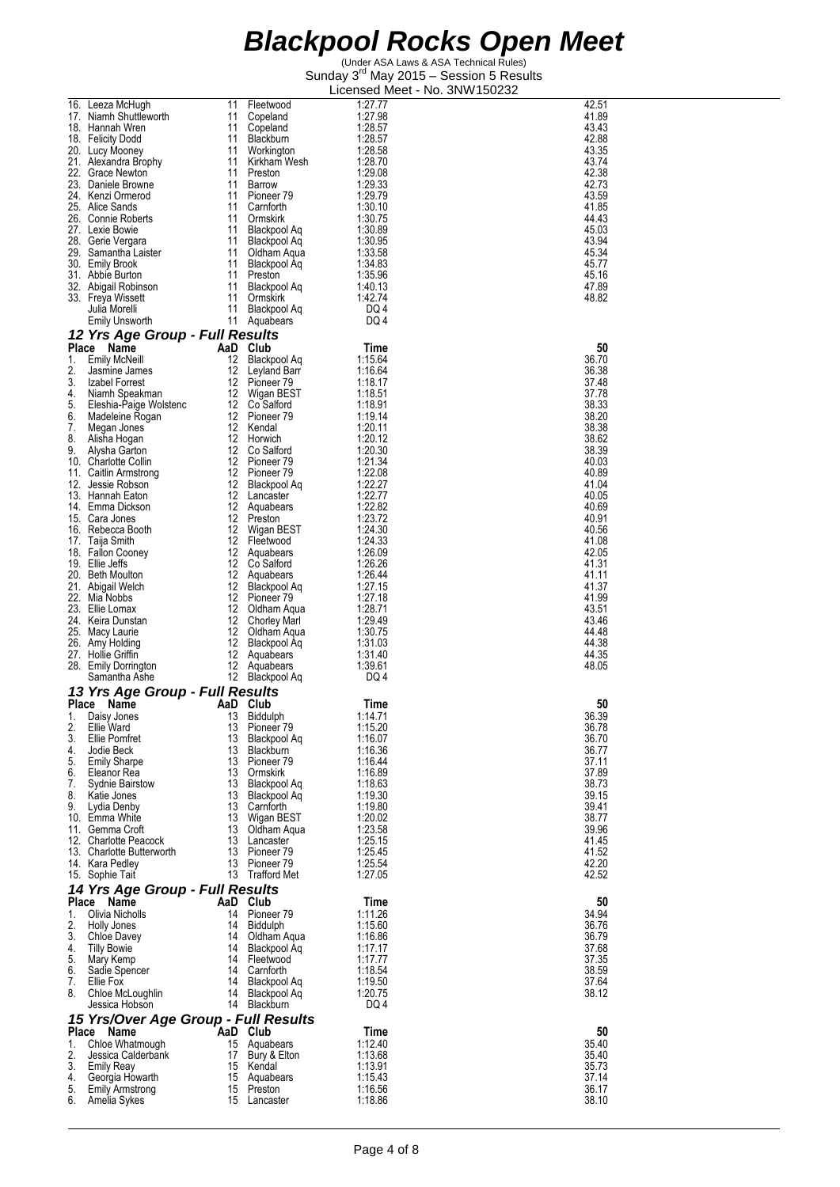# Blackpool Rocks Open Meet

(Under ASA Laws & ASA Technical Rules)
Sunday 3rd May 2015 – Session 5 Results
Licensed Meet - No. 3NW150232

| Place | Name | AaD | Club | Time | 50 |
|---|---|---|---|---|---|
| 16. | Leeza McHugh | 11 | Fleetwood | 1:27.77 | 42.51 |
| 17. | Niamh Shuttleworth | 11 | Copeland | 1:27.98 | 41.89 |
| 18. | Hannah Wren | 11 | Copeland | 1:28.57 | 43.43 |
| 18. | Felicity Dodd | 11 | Blackburn | 1:28.57 | 42.88 |
| 20. | Lucy Mooney | 11 | Workington | 1:28.58 | 43.35 |
| 21. | Alexandra Brophy | 11 | Kirkham Wesh | 1:28.70 | 43.74 |
| 22. | Grace Newton | 11 | Preston | 1:29.08 | 42.38 |
| 23. | Daniele Browne | 11 | Barrow | 1:29.33 | 42.73 |
| 24. | Kenzi Ormerod | 11 | Pioneer 79 | 1:29.79 | 43.59 |
| 25. | Alice Sands | 11 | Carnforth | 1:30.10 | 41.85 |
| 26. | Connie Roberts | 11 | Ormskirk | 1:30.75 | 44.43 |
| 27. | Lexie Bowie | 11 | Blackpool Aq | 1:30.89 | 45.03 |
| 28. | Gerie Vergara | 11 | Blackpool Aq | 1:30.95 | 43.94 |
| 29. | Samantha Laister | 11 | Oldham Aqua | 1:33.58 | 45.34 |
| 30. | Emily Brook | 11 | Blackpool Aq | 1:34.83 | 45.77 |
| 31. | Abbie Burton | 11 | Preston | 1:35.96 | 45.16 |
| 32. | Abigail Robinson | 11 | Blackpool Aq | 1:40.13 | 47.89 |
| 33. | Freya Wissett | 11 | Ormskirk | 1:42.74 | 48.82 |
| | Julia Morelli | 11 | Blackpool Aq | DQ 4 | |
| | Emily Unsworth | 11 | Aquabears | DQ 4 | |

## 12 Yrs Age Group - Full Results

| Place | Name | AaD | Club | Time | 50 |
|---|---|---|---|---|---|
| 1. | Emily McNeill | 12 | Blackpool Aq | 1:15.64 | 36.70 |
| 2. | Jasmine James | 12 | Leyland Barr | 1:16.64 | 36.38 |
| 3. | Izabel Forrest | 12 | Pioneer 79 | 1:18.17 | 37.48 |
| 4. | Niamh Speakman | 12 | Wigan BEST | 1:18.51 | 37.78 |
| 5. | Eleshia-Paige Wolstenc | 12 | Co Salford | 1:18.91 | 38.33 |
| 6. | Madeleine Rogan | 12 | Pioneer 79 | 1:19.14 | 38.20 |
| 7. | Megan Jones | 12 | Kendal | 1:20.11 | 38.38 |
| 8. | Alisha Hogan | 12 | Horwich | 1:20.12 | 38.62 |
| 9. | Alysha Garton | 12 | Co Salford | 1:20.30 | 38.39 |
| 10. | Charlotte Collin | 12 | Pioneer 79 | 1:21.34 | 40.03 |
| 11. | Caitlin Armstrong | 12 | Pioneer 79 | 1:22.08 | 40.89 |
| 12. | Jessie Robson | 12 | Blackpool Aq | 1:22.27 | 41.04 |
| 13. | Hannah Eaton | 12 | Lancaster | 1:22.77 | 40.05 |
| 14. | Emma Dickson | 12 | Aquabears | 1:22.82 | 40.69 |
| 15. | Cara Jones | 12 | Preston | 1:23.72 | 40.91 |
| 16. | Rebecca Booth | 12 | Wigan BEST | 1:24.30 | 40.56 |
| 17. | Taija Smith | 12 | Fleetwood | 1:24.33 | 41.08 |
| 18. | Fallon Cooney | 12 | Aquabears | 1:26.09 | 42.05 |
| 19. | Ellie Jeffs | 12 | Co Salford | 1:26.26 | 41.31 |
| 20. | Beth Moulton | 12 | Aquabears | 1:26.44 | 41.11 |
| 21. | Abigail Welch | 12 | Blackpool Aq | 1:27.15 | 41.37 |
| 22. | Mia Nobbs | 12 | Pioneer 79 | 1:27.18 | 41.99 |
| 23. | Ellie Lomax | 12 | Oldham Aqua | 1:28.71 | 43.51 |
| 24. | Keira Dunstan | 12 | Chorley Marl | 1:29.49 | 43.46 |
| 25. | Macy Laurie | 12 | Oldham Aqua | 1:30.75 | 44.48 |
| 26. | Amy Holding | 12 | Blackpool Aq | 1:31.03 | 44.38 |
| 27. | Hollie Griffin | 12 | Aquabears | 1:31.40 | 44.35 |
| 28. | Emily Dorrington | 12 | Aquabears | 1:39.61 | 48.05 |
| | Samantha Ashe | 12 | Blackpool Aq | DQ 4 | |

## 13 Yrs Age Group - Full Results

| Place | Name | AaD | Club | Time | 50 |
|---|---|---|---|---|---|
| 1. | Daisy Jones | 13 | Biddulph | 1:14.71 | 36.39 |
| 2. | Ellie Ward | 13 | Pioneer 79 | 1:15.20 | 36.78 |
| 3. | Ellie Pomfret | 13 | Blackpool Aq | 1:16.07 | 36.70 |
| 4. | Jodie Beck | 13 | Blackburn | 1:16.36 | 36.77 |
| 5. | Emily Sharpe | 13 | Pioneer 79 | 1:16.44 | 37.11 |
| 6. | Eleanor Rea | 13 | Ormskirk | 1:16.89 | 37.89 |
| 7. | Sydnie Bairstow | 13 | Blackpool Aq | 1:18.63 | 38.73 |
| 8. | Katie Jones | 13 | Blackpool Aq | 1:19.30 | 39.15 |
| 9. | Lydia Denby | 13 | Carnforth | 1:19.80 | 39.41 |
| 10. | Emma White | 13 | Wigan BEST | 1:20.02 | 38.77 |
| 11. | Gemma Croft | 13 | Oldham Aqua | 1:23.58 | 39.96 |
| 12. | Charlotte Peacock | 13 | Lancaster | 1:25.15 | 41.45 |
| 13. | Charlotte Butterworth | 13 | Pioneer 79 | 1:25.45 | 41.52 |
| 14. | Kara Pedley | 13 | Pioneer 79 | 1:25.54 | 42.20 |
| 15. | Sophie Tait | 13 | Trafford Met | 1:27.05 | 42.52 |

## 14 Yrs Age Group - Full Results

| Place | Name | AaD | Club | Time | 50 |
|---|---|---|---|---|---|
| 1. | Olivia Nicholls | 14 | Pioneer 79 | 1:11.26 | 34.94 |
| 2. | Holly Jones | 14 | Biddulph | 1:15.60 | 36.76 |
| 3. | Chloe Davey | 14 | Oldham Aqua | 1:16.86 | 36.79 |
| 4. | Tilly Bowie | 14 | Blackpool Aq | 1:17.17 | 37.68 |
| 5. | Mary Kemp | 14 | Fleetwood | 1:17.77 | 37.35 |
| 6. | Sadie Spencer | 14 | Carnforth | 1:18.54 | 38.59 |
| 7. | Ellie Fox | 14 | Blackpool Aq | 1:19.50 | 37.64 |
| 8. | Chloe McLoughlin | 14 | Blackpool Aq | 1:20.75 | 38.12 |
| | Jessica Hobson | 14 | Blackburn | DQ 4 | |

## 15 Yrs/Over Age Group - Full Results

| Place | Name | AaD | Club | Time | 50 |
|---|---|---|---|---|---|
| 1. | Chloe Whatmough | 15 | Aquabears | 1:12.40 | 35.40 |
| 2. | Jessica Calderbank | 17 | Bury & Elton | 1:13.68 | 35.40 |
| 3. | Emily Reay | 15 | Kendal | 1:13.91 | 35.73 |
| 4. | Georgia Howarth | 15 | Aquabears | 1:15.43 | 37.14 |
| 5. | Emily Armstrong | 15 | Preston | 1:16.56 | 36.17 |
| 6. | Amelia Sykes | 15 | Lancaster | 1:18.86 | 38.10 |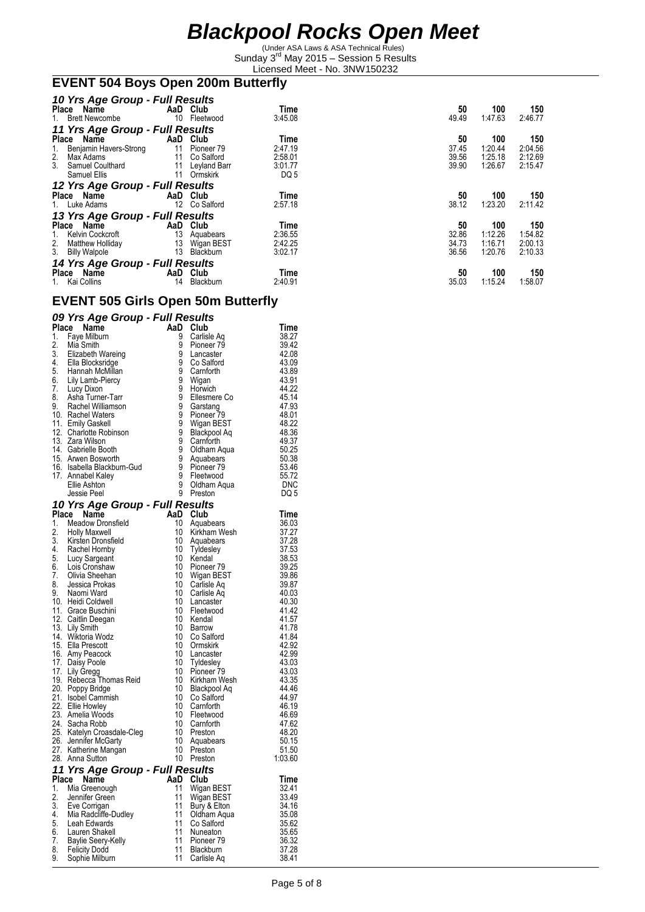# Blackpool Rocks Open Meet

(Under ASA Laws & ASA Technical Rules)
Sunday 3rd May 2015 – Session 5 Results
Licensed Meet - No. 3NW150232

## EVENT 504 Boys Open 200m Butterfly

### 10 Yrs Age Group - Full Results

| Place | Name | AaD | Club | Time | 50 | 100 | 150 |
|---|---|---|---|---|---|---|---|
| 1. | Brett Newcombe | 10 | Fleetwood | 3:45.08 | 49.49 | 1:47.63 | 2:46.77 |

### 11 Yrs Age Group - Full Results

| Place | Name | AaD | Club | Time | 50 | 100 | 150 |
|---|---|---|---|---|---|---|---|
| 1. | Benjamin Havers-Strong | 11 | Pioneer 79 | 2:47.19 | 37.45 | 1:20.44 | 2:04.56 |
| 2. | Max Adams | 11 | Co Salford | 2:58.01 | 39.56 | 1:25.18 | 2:12.69 |
| 3. | Samuel Coulthard | 11 | Leyland Barr | 3:01.77 | 39.90 | 1:26.67 | 2:15.47 |
| | Samuel Ellis | 11 | Ormskirk | DQ 5 | | | |

### 12 Yrs Age Group - Full Results

| Place | Name | AaD | Club | Time | 50 | 100 | 150 |
|---|---|---|---|---|---|---|---|
| 1. | Luke Adams | 12 | Co Salford | 2:57.18 | 38.12 | 1:23.20 | 2:11.42 |

### 13 Yrs Age Group - Full Results

| Place | Name | AaD | Club | Time | 50 | 100 | 150 |
|---|---|---|---|---|---|---|---|
| 1. | Kelvin Cockcroft | 13 | Aquabears | 2:36.55 | 32.86 | 1:12.26 | 1:54.82 |
| 2. | Matthew Holliday | 13 | Wigan BEST | 2:42.25 | 34.73 | 1:16.71 | 2:00.13 |
| 3. | Billy Walpole | 13 | Blackburn | 3:02.17 | 36.56 | 1:20.76 | 2:10.33 |

### 14 Yrs Age Group - Full Results

| Place | Name | AaD | Club | Time | 50 | 100 | 150 |
|---|---|---|---|---|---|---|---|
| 1. | Kai Collins | 14 | Blackburn | 2:40.91 | 35.03 | 1:15.24 | 1:58.07 |

## EVENT 505 Girls Open 50m Butterfly

### 09 Yrs Age Group - Full Results

| Place | Name | AaD | Club | Time |
|---|---|---|---|---|
| 1. | Faye Milburn | 9 | Carlisle Aq | 38.27 |
| 2. | Mia Smith | 9 | Pioneer 79 | 39.42 |
| 3. | Elizabeth Wareing | 9 | Lancaster | 42.08 |
| 4. | Ella Blocksridge | 9 | Co Salford | 43.09 |
| 5. | Hannah McMillan | 9 | Carnforth | 43.89 |
| 6. | Lily Lamb-Piercy | 9 | Wigan | 43.91 |
| 7. | Lucy Dixon | 9 | Horwich | 44.22 |
| 8. | Asha Turner-Tarr | 9 | Ellesmere Co | 45.14 |
| 9. | Rachel Williamson | 9 | Garstang | 47.93 |
| 10. | Rachel Waters | 9 | Pioneer 79 | 48.01 |
| 11. | Emily Gaskell | 9 | Wigan BEST | 48.22 |
| 12. | Charlotte Robinson | 9 | Blackpool Aq | 48.36 |
| 13. | Zara Wilson | 9 | Carnforth | 49.37 |
| 14. | Gabrielle Booth | 9 | Oldham Aqua | 50.25 |
| 15. | Arwen Bosworth | 9 | Aquabears | 50.38 |
| 16. | Isabella Blackburn-Gud | 9 | Pioneer 79 | 53.46 |
| 17. | Annabel Kaley | 9 | Fleetwood | 55.72 |
| | Ellie Ashton | 9 | Oldham Aqua | DNC |
| | Jessie Peel | 9 | Preston | DQ 5 |

### 10 Yrs Age Group - Full Results

| Place | Name | AaD | Club | Time |
|---|---|---|---|---|
| 1. | Meadow Dronsfield | 10 | Aquabears | 36.03 |
| 2. | Holly Maxwell | 10 | Kirkham Wesh | 37.27 |
| 3. | Kirsten Dronsfield | 10 | Aquabears | 37.28 |
| 4. | Rachel Hornby | 10 | Tyldesley | 37.53 |
| 5. | Lucy Sargeant | 10 | Kendal | 38.53 |
| 6. | Lois Cronshaw | 10 | Pioneer 79 | 39.25 |
| 7. | Olivia Sheehan | 10 | Wigan BEST | 39.86 |
| 8. | Jessica Prokas | 10 | Carlisle Aq | 39.87 |
| 9. | Naomi Ward | 10 | Carlisle Aq | 40.03 |
| 10. | Heidi Coldwell | 10 | Lancaster | 40.30 |
| 11. | Grace Buschini | 10 | Fleetwood | 41.42 |
| 12. | Caitlin Deegan | 10 | Kendal | 41.57 |
| 13. | Lily Smith | 10 | Barrow | 41.78 |
| 14. | Wiktoria Wodz | 10 | Co Salford | 41.84 |
| 15. | Ella Prescott | 10 | Ormskirk | 42.92 |
| 16. | Amy Peacock | 10 | Lancaster | 42.99 |
| 17. | Daisy Poole | 10 | Tyldesley | 43.03 |
| 17. | Lily Gregg | 10 | Pioneer 79 | 43.03 |
| 19. | Rebecca Thomas Reid | 10 | Kirkham Wesh | 43.35 |
| 20. | Poppy Bridge | 10 | Blackpool Aq | 44.46 |
| 21. | Isobel Cammish | 10 | Co Salford | 44.97 |
| 22. | Ellie Howley | 10 | Carnforth | 46.19 |
| 23. | Amelia Woods | 10 | Fleetwood | 46.69 |
| 24. | Sacha Robb | 10 | Carnforth | 47.62 |
| 25. | Katelyn Croasdale-Cleg | 10 | Preston | 48.20 |
| 26. | Jennifer McGarty | 10 | Aquabears | 50.15 |
| 27. | Katherine Mangan | 10 | Preston | 51.50 |
| 28. | Anna Sutton | 10 | Preston | 1:03.60 |

### 11 Yrs Age Group - Full Results

| Place | Name | AaD | Club | Time |
|---|---|---|---|---|
| 1. | Mia Greenough | 11 | Wigan BEST | 32.41 |
| 2. | Jennifer Green | 11 | Wigan BEST | 33.49 |
| 3. | Eve Corrigan | 11 | Bury & Elton | 34.16 |
| 4. | Mia Radcliffe-Dudley | 11 | Oldham Aqua | 35.08 |
| 5. | Leah Edwards | 11 | Co Salford | 35.62 |
| 6. | Lauren Shakell | 11 | Nuneaton | 35.65 |
| 7. | Baylie Seery-Kelly | 11 | Pioneer 79 | 36.32 |
| 8. | Felicity Dodd | 11 | Blackburn | 37.28 |
| 9. | Sophie Milburn | 11 | Carlisle Aq | 38.41 |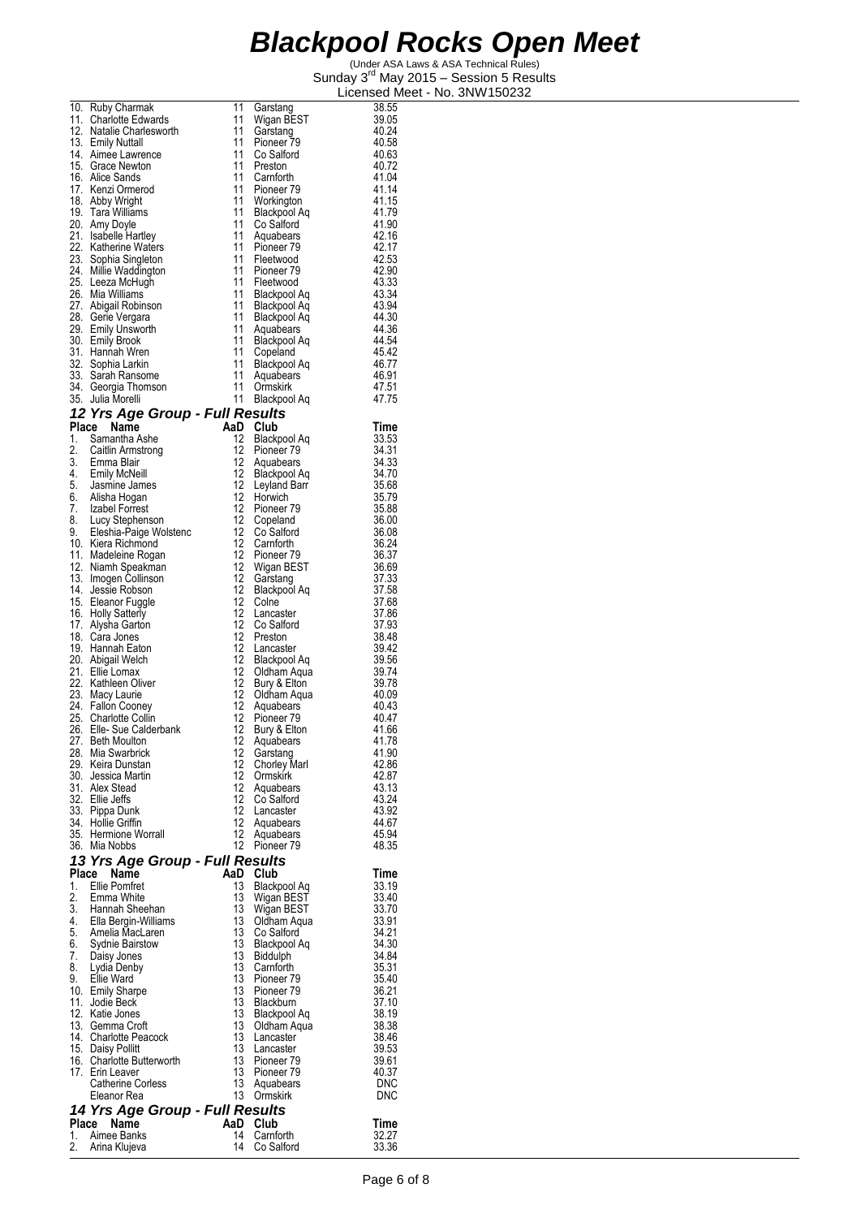# Blackpool Rocks Open Meet

(Under ASA Laws & ASA Technical Rules)
Sunday 3rd May 2015 – Session 5 Results
Licensed Meet - No. 3NW150232

| Place | Name | AaD | Club | Time |
|---|---|---|---|---|
| 10. | Ruby Charmak | 11 | Garstang | 38.55 |
| 11. | Charlotte Edwards | 11 | Wigan BEST | 39.05 |
| 12. | Natalie Charlesworth | 11 | Garstang | 40.24 |
| 13. | Emily Nuttall | 11 | Pioneer 79 | 40.58 |
| 14. | Aimee Lawrence | 11 | Co Salford | 40.63 |
| 15. | Grace Newton | 11 | Preston | 40.72 |
| 16. | Alice Sands | 11 | Carnforth | 41.04 |
| 17. | Kenzi Ormerod | 11 | Pioneer 79 | 41.14 |
| 18. | Abby Wright | 11 | Workington | 41.15 |
| 19. | Tara Williams | 11 | Blackpool Aq | 41.79 |
| 20. | Amy Doyle | 11 | Co Salford | 41.90 |
| 21. | Isabelle Hartley | 11 | Aquabears | 42.16 |
| 22. | Katherine Waters | 11 | Pioneer 79 | 42.17 |
| 23. | Sophia Singleton | 11 | Fleetwood | 42.53 |
| 24. | Millie Waddington | 11 | Pioneer 79 | 42.90 |
| 25. | Leeza McHugh | 11 | Fleetwood | 43.33 |
| 26. | Mia Williams | 11 | Blackpool Aq | 43.34 |
| 27. | Abigail Robinson | 11 | Blackpool Aq | 43.94 |
| 28. | Gerie Vergara | 11 | Blackpool Aq | 44.30 |
| 29. | Emily Unsworth | 11 | Aquabears | 44.36 |
| 30. | Emily Brook | 11 | Blackpool Aq | 44.54 |
| 31. | Hannah Wren | 11 | Copeland | 45.42 |
| 32. | Sophia Larkin | 11 | Blackpool Aq | 46.77 |
| 33. | Sarah Ransome | 11 | Aquabears | 46.91 |
| 34. | Georgia Thomson | 11 | Ormskirk | 47.51 |
| 35. | Julia Morelli | 11 | Blackpool Aq | 47.75 |

### *12 Yrs Age Group - Full Results*

| Place | Name | AaD | Club | Time |
|---|---|---|---|---|
| 1. | Samantha Ashe | 12 | Blackpool Aq | 33.53 |
| 2. | Caitlin Armstrong | 12 | Pioneer 79 | 34.31 |
| 3. | Emma Blair | 12 | Aquabears | 34.33 |
| 4. | Emily McNeill | 12 | Blackpool Aq | 34.70 |
| 5. | Jasmine James | 12 | Leyland Barr | 35.68 |
| 6. | Alisha Hogan | 12 | Horwich | 35.79 |
| 7. | Izabel Forrest | 12 | Pioneer 79 | 35.88 |
| 8. | Lucy Stephenson | 12 | Copeland | 36.00 |
| 9. | Eleshia-Paige Wolstenc | 12 | Co Salford | 36.08 |
| 10. | Kiera Richmond | 12 | Carnforth | 36.24 |
| 11. | Madeleine Rogan | 12 | Pioneer 79 | 36.37 |
| 12. | Niamh Speakman | 12 | Wigan BEST | 36.69 |
| 13. | Imogen Collinson | 12 | Garstang | 37.33 |
| 14. | Jessie Robson | 12 | Blackpool Aq | 37.58 |
| 15. | Eleanor Fuggle | 12 | Colne | 37.68 |
| 16. | Holly Satterly | 12 | Lancaster | 37.86 |
| 17. | Alysha Garton | 12 | Co Salford | 37.93 |
| 18. | Cara Jones | 12 | Preston | 38.48 |
| 19. | Hannah Eaton | 12 | Lancaster | 39.42 |
| 20. | Abigail Welch | 12 | Blackpool Aq | 39.56 |
| 21. | Ellie Lomax | 12 | Oldham Aqua | 39.74 |
| 22. | Kathleen Oliver | 12 | Bury & Elton | 39.78 |
| 23. | Macy Laurie | 12 | Oldham Aqua | 40.09 |
| 24. | Fallon Cooney | 12 | Aquabears | 40.43 |
| 25. | Charlotte Collin | 12 | Pioneer 79 | 40.47 |
| 26. | Elle- Sue Calderbank | 12 | Bury & Elton | 41.66 |
| 27. | Beth Moulton | 12 | Aquabears | 41.78 |
| 28. | Mia Swarbrick | 12 | Garstang | 41.90 |
| 29. | Keira Dunstan | 12 | Chorley Marl | 42.86 |
| 30. | Jessica Martin | 12 | Ormskirk | 42.87 |
| 31. | Alex Stead | 12 | Aquabears | 43.13 |
| 32. | Ellie Jeffs | 12 | Co Salford | 43.24 |
| 33. | Pippa Dunk | 12 | Lancaster | 43.92 |
| 34. | Hollie Griffin | 12 | Aquabears | 44.67 |
| 35. | Hermione Worrall | 12 | Aquabears | 45.94 |
| 36. | Mia Nobbs | 12 | Pioneer 79 | 48.35 |

### *13 Yrs Age Group - Full Results*

| Place | Name | AaD | Club | Time |
|---|---|---|---|---|
| 1. | Ellie Pomfret | 13 | Blackpool Aq | 33.19 |
| 2. | Emma White | 13 | Wigan BEST | 33.40 |
| 3. | Hannah Sheehan | 13 | Wigan BEST | 33.70 |
| 4. | Ella Bergin-Williams | 13 | Oldham Aqua | 33.91 |
| 5. | Amelia MacLaren | 13 | Co Salford | 34.21 |
| 6. | Sydnie Bairstow | 13 | Blackpool Aq | 34.30 |
| 7. | Daisy Jones | 13 | Biddulph | 34.84 |
| 8. | Lydia Denby | 13 | Carnforth | 35.31 |
| 9. | Ellie Ward | 13 | Pioneer 79 | 35.40 |
| 10. | Emily Sharpe | 13 | Pioneer 79 | 36.21 |
| 11. | Jodie Beck | 13 | Blackburn | 37.10 |
| 12. | Katie Jones | 13 | Blackpool Aq | 38.19 |
| 13. | Gemma Croft | 13 | Oldham Aqua | 38.38 |
| 14. | Charlotte Peacock | 13 | Lancaster | 38.46 |
| 15. | Daisy Pollitt | 13 | Lancaster | 39.53 |
| 16. | Charlotte Butterworth | 13 | Pioneer 79 | 39.61 |
| 17. | Erin Leaver | 13 | Pioneer 79 | 40.37 |
| | Catherine Corless | 13 | Aquabears | DNC |
| | Eleanor Rea | 13 | Ormskirk | DNC |

### *14 Yrs Age Group - Full Results*

| Place | Name | AaD | Club | Time |
|---|---|---|---|---|
| 1. | Aimee Banks | 14 | Carnforth | 32.27 |
| 2. | Arina Klujeva | 14 | Co Salford | 33.36 |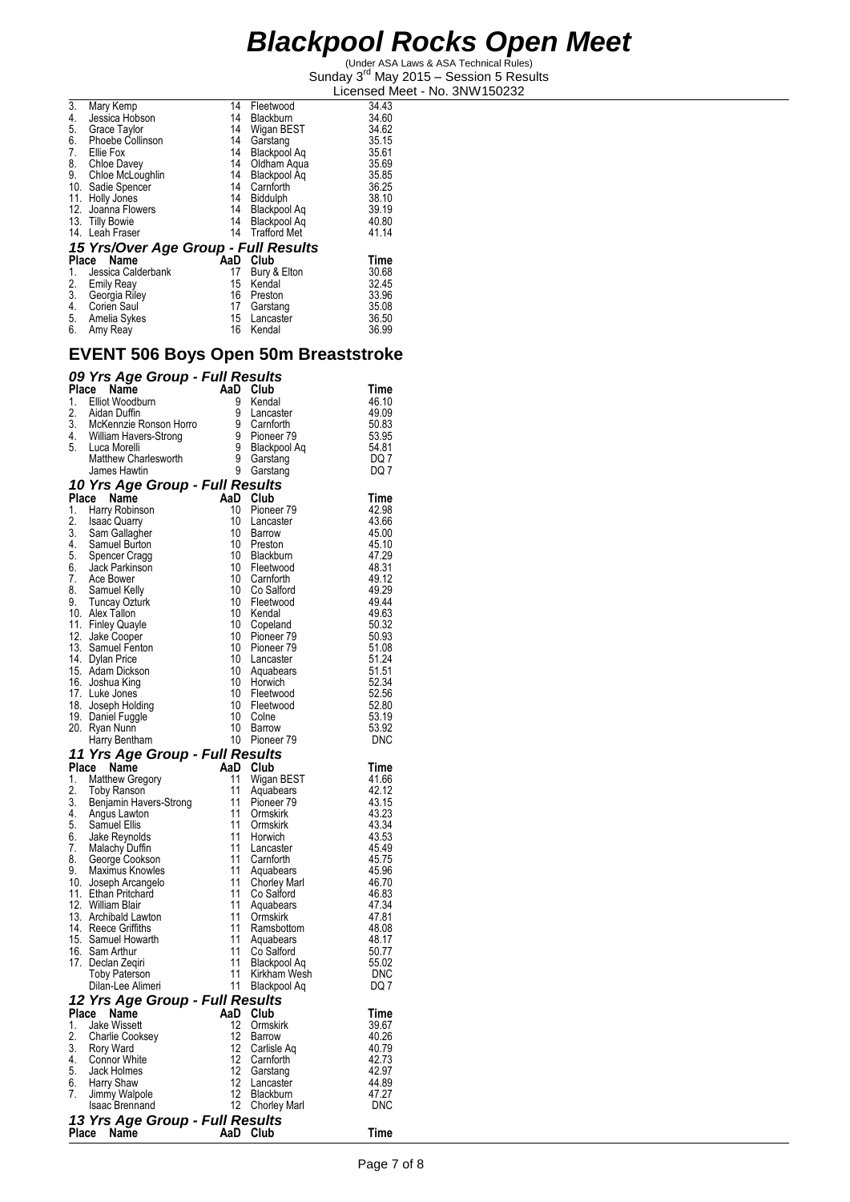# Blackpool Rocks Open Meet

(Under ASA Laws & ASA Technical Rules)
Sunday 3rd May 2015 – Session 5 Results
Licensed Meet - No. 3NW150232

| Place | Name | AaD | Club | Time |
|---|---|---|---|---|
| 3. | Mary Kemp | 14 | Fleetwood | 34.43 |
| 4. | Jessica Hobson | 14 | Blackburn | 34.60 |
| 5. | Grace Taylor | 14 | Wigan BEST | 34.62 |
| 6. | Phoebe Collinson | 14 | Garstang | 35.15 |
| 7. | Ellie Fox | 14 | Blackpool Aq | 35.61 |
| 8. | Chloe Davey | 14 | Oldham Aqua | 35.69 |
| 9. | Chloe McLoughlin | 14 | Blackpool Aq | 35.85 |
| 10. | Sadie Spencer | 14 | Carnforth | 36.25 |
| 11. | Holly Jones | 14 | Biddulph | 38.10 |
| 12. | Joanna Flowers | 14 | Blackpool Aq | 39.19 |
| 13. | Tilly Bowie | 14 | Blackpool Aq | 40.80 |
| 14. | Leah Fraser | 14 | Trafford Met | 41.14 |

### *15 Yrs/Over Age Group - Full Results*

| Place | Name | AaD | Club | Time |
|---|---|---|---|---|
| 1. | Jessica Calderbank | 17 | Bury & Elton | 30.68 |
| 2. | Emily Reay | 15 | Kendal | 32.45 |
| 3. | Georgia Riley | 16 | Preston | 33.96 |
| 4. | Corien Saul | 17 | Garstang | 35.08 |
| 5. | Amelia Sykes | 15 | Lancaster | 36.50 |
| 6. | Amy Reay | 16 | Kendal | 36.99 |

## EVENT 506 Boys Open 50m Breaststroke

### *09 Yrs Age Group - Full Results*

| Place | Name | AaD | Club | Time |
|---|---|---|---|---|
| 1. | Elliot Woodburn | 9 | Kendal | 46.10 |
| 2. | Aidan Duffin | 9 | Lancaster | 49.09 |
| 3. | McKennzie Ronson Horro | 9 | Carnforth | 50.83 |
| 4. | William Havers-Strong | 9 | Pioneer 79 | 53.95 |
| 5. | Luca Morelli | 9 | Blackpool Aq | 54.81 |
| | Matthew Charlesworth | 9 | Garstang | DQ 7 |
| | James Hawtin | 9 | Garstang | DQ 7 |

### *10 Yrs Age Group - Full Results*

| Place | Name | AaD | Club | Time |
|---|---|---|---|---|
| 1. | Harry Robinson | 10 | Pioneer 79 | 42.98 |
| 2. | Isaac Quarry | 10 | Lancaster | 43.66 |
| 3. | Sam Gallagher | 10 | Barrow | 45.00 |
| 4. | Samuel Burton | 10 | Preston | 45.10 |
| 5. | Spencer Cragg | 10 | Blackburn | 47.29 |
| 6. | Jack Parkinson | 10 | Fleetwood | 48.31 |
| 7. | Ace Bower | 10 | Carnforth | 49.12 |
| 8. | Samuel Kelly | 10 | Co Salford | 49.29 |
| 9. | Tuncay Ozturk | 10 | Fleetwood | 49.44 |
| 10. | Alex Tallon | 10 | Kendal | 49.63 |
| 11. | Finley Quayle | 10 | Copeland | 50.32 |
| 12. | Jake Cooper | 10 | Pioneer 79 | 50.93 |
| 13. | Samuel Fenton | 10 | Pioneer 79 | 51.08 |
| 14. | Dylan Price | 10 | Lancaster | 51.24 |
| 15. | Adam Dickson | 10 | Aquabears | 51.51 |
| 16. | Joshua King | 10 | Horwich | 52.34 |
| 17. | Luke Jones | 10 | Fleetwood | 52.56 |
| 18. | Joseph Holding | 10 | Fleetwood | 52.80 |
| 19. | Daniel Fuggle | 10 | Colne | 53.19 |
| 20. | Ryan Nunn | 10 | Barrow | 53.92 |
| | Harry Bentham | 10 | Pioneer 79 | DNC |

### *11 Yrs Age Group - Full Results*

| Place | Name | AaD | Club | Time |
|---|---|---|---|---|
| 1. | Matthew Gregory | 11 | Wigan BEST | 41.66 |
| 2. | Toby Ranson | 11 | Aquabears | 42.12 |
| 3. | Benjamin Havers-Strong | 11 | Pioneer 79 | 43.15 |
| 4. | Angus Lawton | 11 | Ormskirk | 43.23 |
| 5. | Samuel Ellis | 11 | Ormskirk | 43.34 |
| 6. | Jake Reynolds | 11 | Horwich | 43.53 |
| 7. | Malachy Duffin | 11 | Lancaster | 45.49 |
| 8. | George Cookson | 11 | Carnforth | 45.75 |
| 9. | Maximus Knowles | 11 | Aquabears | 45.96 |
| 10. | Joseph Arcangelo | 11 | Chorley Marl | 46.70 |
| 11. | Ethan Pritchard | 11 | Co Salford | 46.83 |
| 12. | William Blair | 11 | Aquabears | 47.34 |
| 13. | Archibald Lawton | 11 | Ormskirk | 47.81 |
| 14. | Reece Griffiths | 11 | Ramsbottom | 48.08 |
| 15. | Samuel Howarth | 11 | Aquabears | 48.17 |
| 16. | Sam Arthur | 11 | Co Salford | 50.77 |
| 17. | Declan Zeqiri | 11 | Blackpool Aq | 55.02 |
| | Toby Paterson | 11 | Kirkham Wesh | DNC |
| | Dilan-Lee Alimeri | 11 | Blackpool Aq | DQ 7 |

### *12 Yrs Age Group - Full Results*

| Place | Name | AaD | Club | Time |
|---|---|---|---|---|
| 1. | Jake Wissett | 12 | Ormskirk | 39.67 |
| 2. | Charlie Cooksey | 12 | Barrow | 40.26 |
| 3. | Rory Ward | 12 | Carlisle Aq | 40.79 |
| 4. | Connor White | 12 | Carnforth | 42.73 |
| 5. | Jack Holmes | 12 | Garstang | 42.97 |
| 6. | Harry Shaw | 12 | Lancaster | 44.89 |
| 7. | Jimmy Walpole | 12 | Blackburn | 47.27 |
| | Isaac Brennand | 12 | Chorley Marl | DNC |

### *13 Yrs Age Group - Full Results*

| Place | Name | AaD | Club | Time |
|---|---|---|---|---|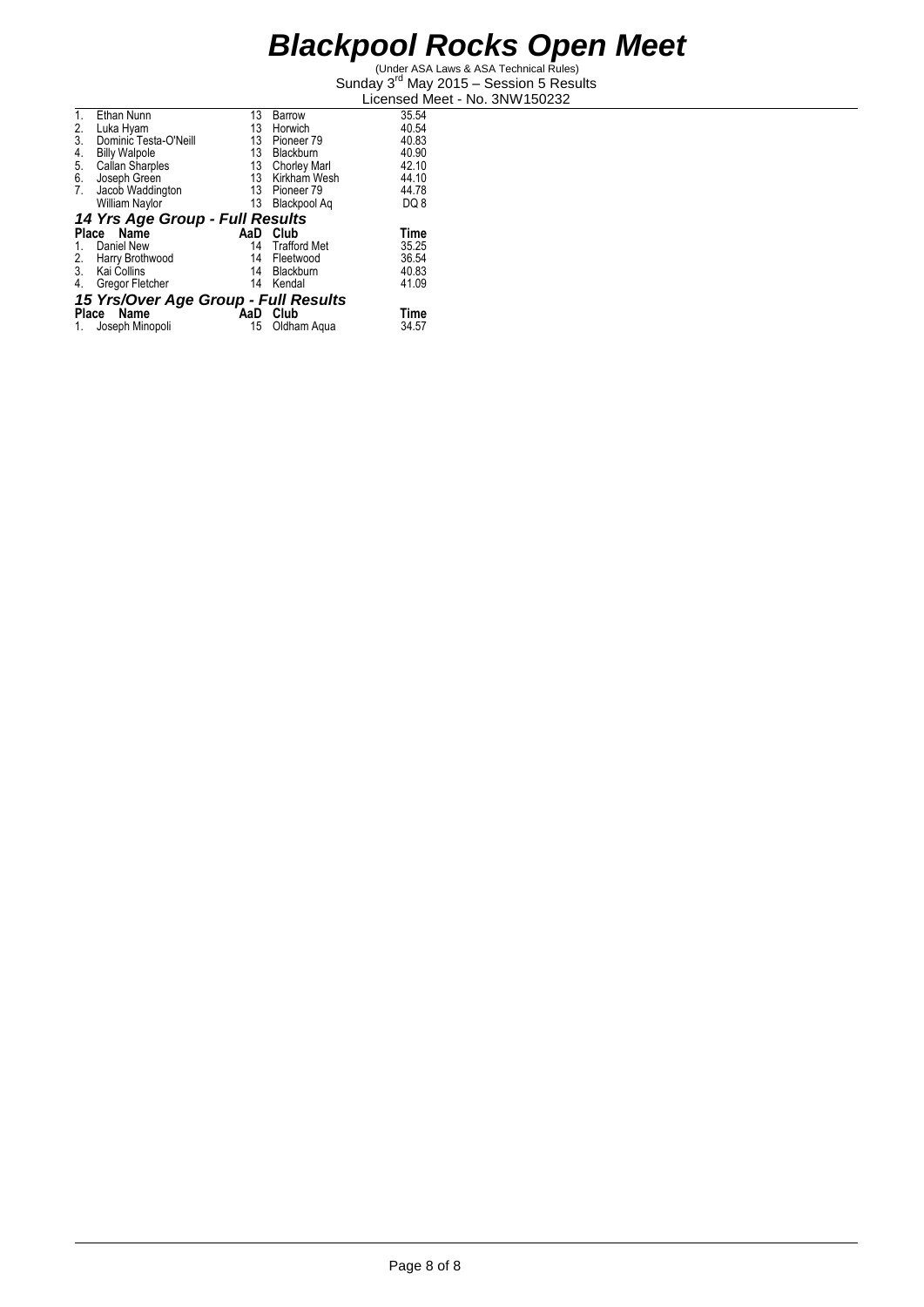# Blackpool Rocks Open Meet

(Under ASA Laws & ASA Technical Rules)

Sunday 3rd May 2015 – Session 5 Results

Licensed Meet - No. 3NW150232

| | | | | |
|---|---|---|---|---|
| 1. | Ethan Nunn | 13 | Barrow | 35.54 |
| 2. | Luka Hyam | 13 | Horwich | 40.54 |
| 3. | Dominic Testa-O'Neill | 13 | Pioneer 79 | 40.83 |
| 4. | Billy Walpole | 13 | Blackburn | 40.90 |
| 5. | Callan Sharples | 13 | Chorley Marl | 42.10 |
| 6. | Joseph Green | 13 | Kirkham Wesh | 44.10 |
| 7. | Jacob Waddington | 13 | Pioneer 79 | 44.78 |
| | William Naylor | 13 | Blackpool Aq | DQ 8 |

### *14 Yrs Age Group - Full Results*

| Place | Name | AaD | Club | Time |
|---|---|---|---|---|
| 1. | Daniel New | 14 | Trafford Met | 35.25 |
| 2. | Harry Brothwood | 14 | Fleetwood | 36.54 |
| 3. | Kai Collins | 14 | Blackburn | 40.83 |
| 4. | Gregor Fletcher | 14 | Kendal | 41.09 |

### *15 Yrs/Over Age Group - Full Results*

| Place | Name | AaD | Club | Time |
|---|---|---|---|---|
| 1. | Joseph Minopoli | 15 | Oldham Aqua | 34.57 |